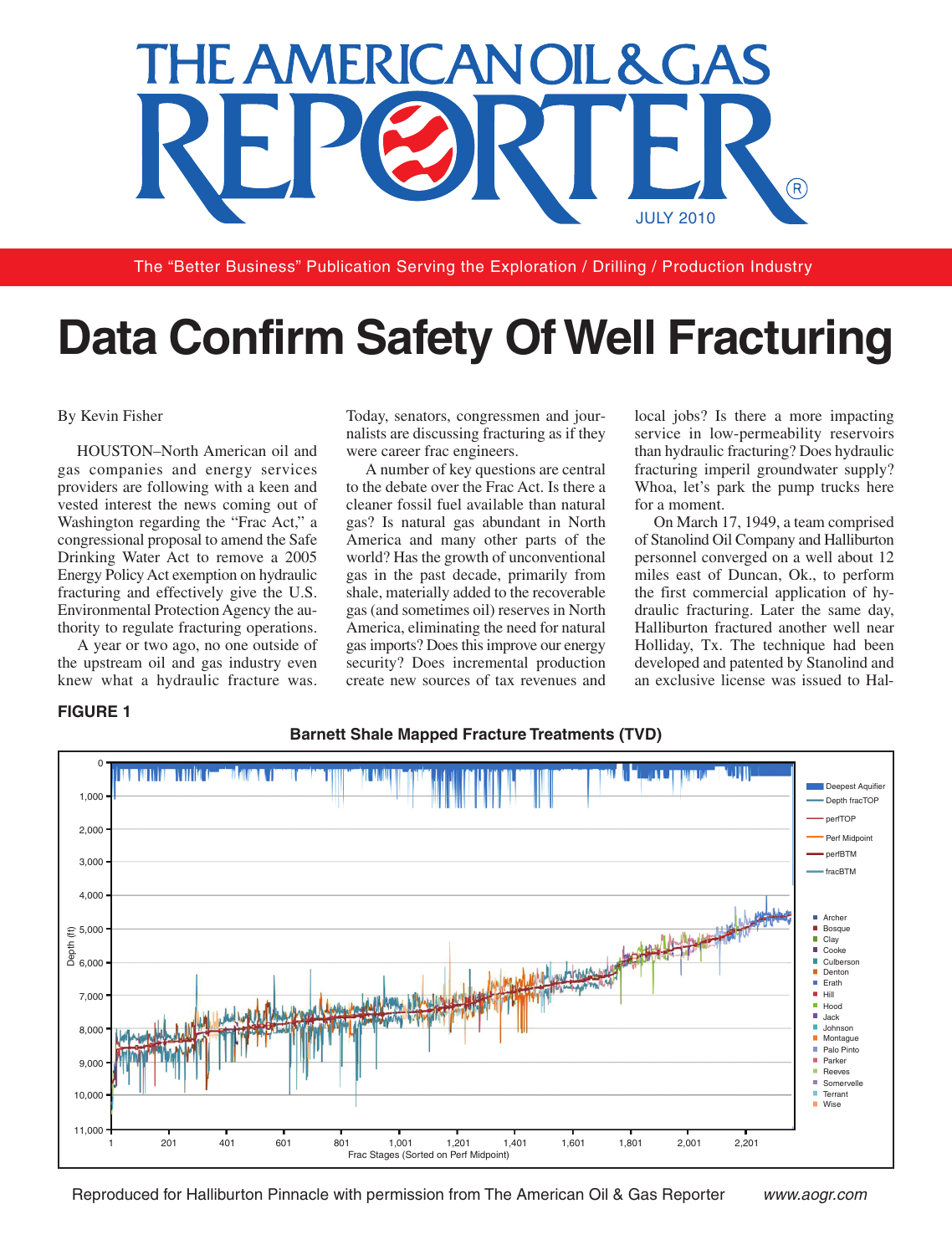# THE AMERICAN OIL & GAS REPORTER

JULY 2010

The "Better Business" Publication Serving the Exploration / Drilling / Production Industry

# Data Confirm Safety Of Well Fracturing

By Kevin Fisher

HOUSTON–North American oil and gas companies and energy services providers are following with a keen and vested interest the news coming out of Washington regarding the "Frac Act," a congressional proposal to amend the Safe Drinking Water Act to remove a 2005 Energy Policy Act exemption on hydraulic fracturing and effectively give the U.S. Environmental Protection Agency the authority to regulate fracturing operations.

A year or two ago, no one outside of the upstream oil and gas industry even knew what a hydraulic fracture was. Today, senators, congressmen and journalists are discussing fracturing as if they were career frac engineers.

A number of key questions are central to the debate over the Frac Act. Is there a cleaner fossil fuel available than natural gas? Is natural gas abundant in North America and many other parts of the world? Has the growth of unconventional gas in the past decade, primarily from shale, materially added to the recoverable gas (and sometimes oil) reserves in North America, eliminating the need for natural gas imports? Does this improve our energy security? Does incremental production create new sources of tax revenues and local jobs? Is there a more impacting service in low-permeability reservoirs than hydraulic fracturing? Does hydraulic fracturing imperil groundwater supply? Whoa, let's park the pump trucks here for a moment.

On March 17, 1949, a team comprised of Stanolind Oil Company and Halliburton personnel converged on a well about 12 miles east of Duncan, Ok., to perform the first commercial application of hydraulic fracturing. Later the same day, Halliburton fractured another well near Holliday, Tx. The technique had been developed and patented by Stanolind and an exclusive license was issued to Hal-

**FIGURE 1**

**Barnett Shale Mapped Fracture Treatments (TVD)**

Depth (ft): 0 – 11,000; Frac Stages (Sorted on Perf Midpoint): 1 – 2,201

Legend: Deepest Aquifier, Depth fracTOP, perfTOP, Perf Midpoint, perfBTM, fracBTM; Archer, Bosque, Clay, Cooke, Culberson, Denton, Erath, Hill, Hood, Jack, Johnson, Montague, Palo Pinto, Parker, Reeves, Somervelle, Terrant, Wise

Reproduced for Halliburton Pinnacle with permission from The American Oil & Gas Reporter www.aogr.com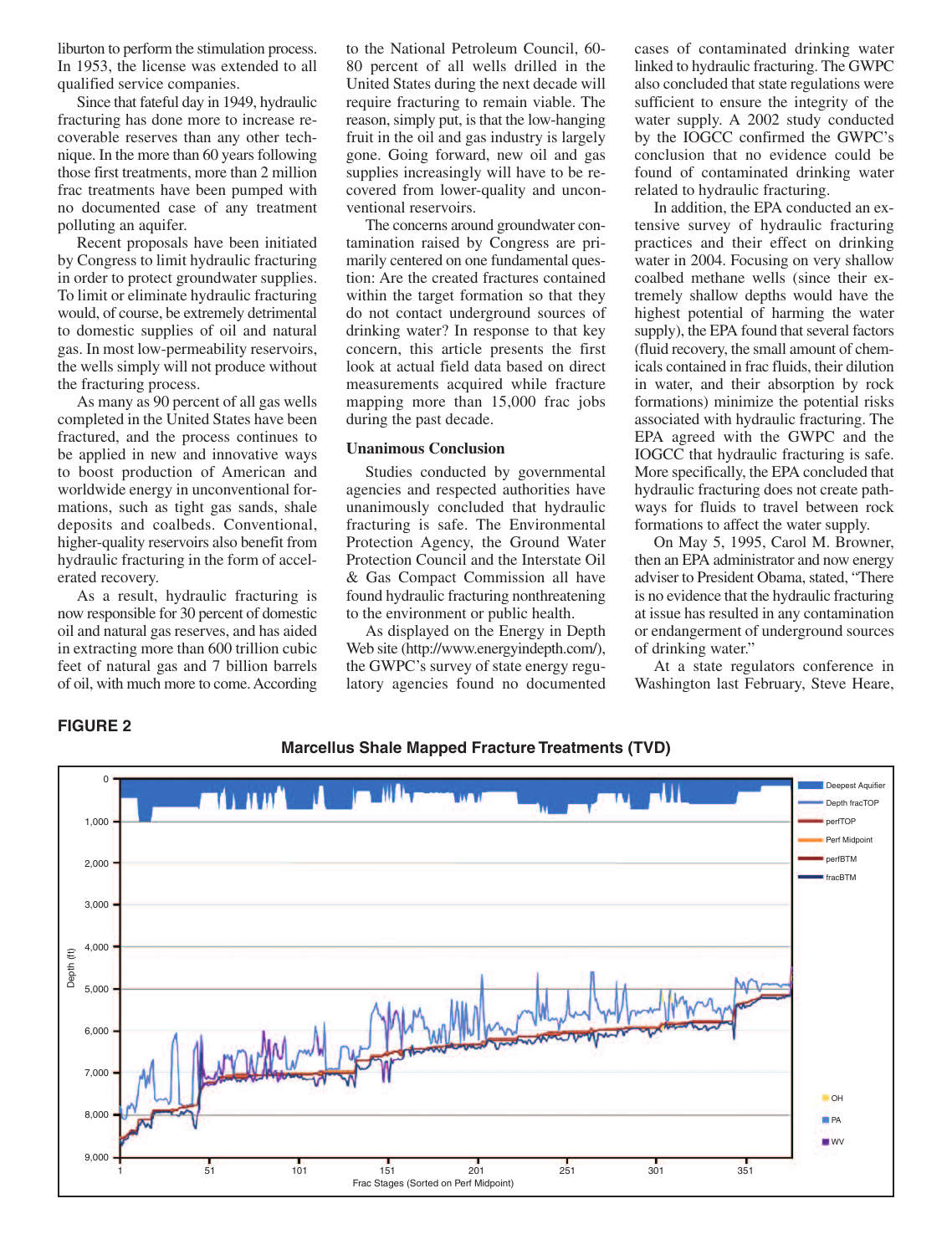liburton to perform the stimulation process. In 1953, the license was extended to all qualified service companies.

Since that fateful day in 1949, hydraulic fracturing has done more to increase recoverable reserves than any other technique. In the more than 60 years following those first treatments, more than 2 million frac treatments have been pumped with no documented case of any treatment polluting an aquifer.

Recent proposals have been initiated by Congress to limit hydraulic fracturing in order to protect groundwater supplies. To limit or eliminate hydraulic fracturing would, of course, be extremely detrimental to domestic supplies of oil and natural gas. In most low-permeability reservoirs, the wells simply will not produce without the fracturing process.

As many as 90 percent of all gas wells completed in the United States have been fractured, and the process continues to be applied in new and innovative ways to boost production of American and worldwide energy in unconventional formations, such as tight gas sands, shale deposits and coalbeds. Conventional, higher-quality reservoirs also benefit from hydraulic fracturing in the form of accelerated recovery.

As a result, hydraulic fracturing is now responsible for 30 percent of domestic oil and natural gas reserves, and has aided in extracting more than 600 trillion cubic feet of natural gas and 7 billion barrels of oil, with much more to come. According to the National Petroleum Council, 60-80 percent of all wells drilled in the United States during the next decade will require fracturing to remain viable. The reason, simply put, is that the low-hanging fruit in the oil and gas industry is largely gone. Going forward, new oil and gas supplies increasingly will have to be recovered from lower-quality and unconventional reservoirs.

The concerns around groundwater contamination raised by Congress are primarily centered on one fundamental question: Are the created fractures contained within the target formation so that they do not contact underground sources of drinking water? In response to that key concern, this article presents the first look at actual field data based on direct measurements acquired while fracture mapping more than 15,000 frac jobs during the past decade.

### Unanimous Conclusion

Studies conducted by governmental agencies and respected authorities have unanimously concluded that hydraulic fracturing is safe. The Environmental Protection Agency, the Ground Water Protection Council and the Interstate Oil & Gas Compact Commission all have found hydraulic fracturing nonthreatening to the environment or public health.

As displayed on the Energy in Depth Web site (http://www.energyindepth.com/), the GWPC's survey of state energy regulatory agencies found no documented cases of contaminated drinking water linked to hydraulic fracturing. The GWPC also concluded that state regulations were sufficient to ensure the integrity of the water supply. A 2002 study conducted by the IOGCC confirmed the GWPC's conclusion that no evidence could be found of contaminated drinking water related to hydraulic fracturing.

In addition, the EPA conducted an extensive survey of hydraulic fracturing practices and their effect on drinking water in 2004. Focusing on very shallow coalbed methane wells (since their extremely shallow depths would have the highest potential of harming the water supply), the EPA found that several factors (fluid recovery, the small amount of chemicals contained in frac fluids, their dilution in water, and their absorption by rock formations) minimize the potential risks associated with hydraulic fracturing. The EPA agreed with the GWPC and the IOGCC that hydraulic fracturing is safe. More specifically, the EPA concluded that hydraulic fracturing does not create pathways for fluids to travel between rock formations to affect the water supply.

On May 5, 1995, Carol M. Browner, then an EPA administrator and now energy adviser to President Obama, stated, "There is no evidence that the hydraulic fracturing at issue has resulted in any contamination or endangerment of underground sources of drinking water."

At a state regulators conference in Washington last February, Steve Heare,

**FIGURE 2**

Marcellus Shale Mapped Fracture Treatments (TVD)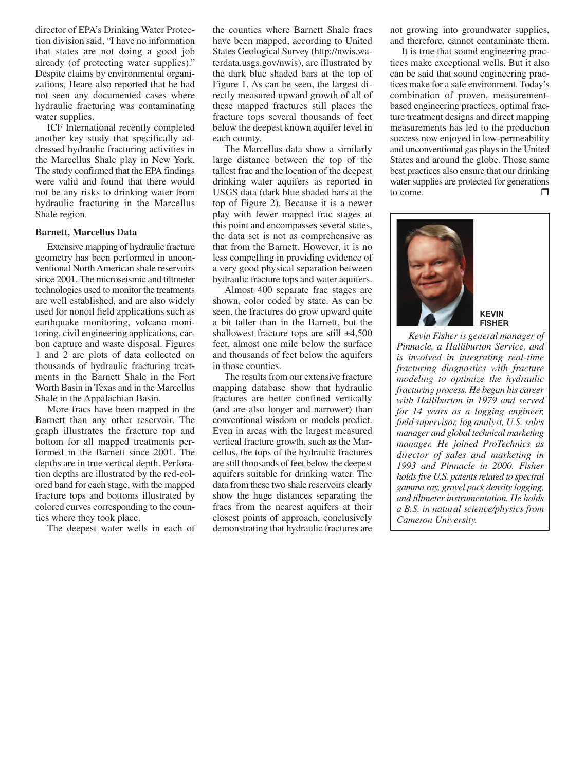director of EPA's Drinking Water Protection division said, "I have no information that states are not doing a good job already (of protecting water supplies)." Despite claims by environmental organizations, Heare also reported that he had not seen any documented cases where hydraulic fracturing was contaminating water supplies.

ICF International recently completed another key study that specifically addressed hydraulic fracturing activities in the Marcellus Shale play in New York. The study confirmed that the EPA findings were valid and found that there would not be any risks to drinking water from hydraulic fracturing in the Marcellus Shale region.

**Barnett, Marcellus Data**

Extensive mapping of hydraulic fracture geometry has been performed in unconventional North American shale reservoirs since 2001. The microseismic and tiltmeter technologies used to monitor the treatments are well established, and are also widely used for nonoil field applications such as earthquake monitoring, volcano monitoring, civil engineering applications, carbon capture and waste disposal. Figures 1 and 2 are plots of data collected on thousands of hydraulic fracturing treatments in the Barnett Shale in the Fort Worth Basin in Texas and in the Marcellus Shale in the Appalachian Basin.

More fracs have been mapped in the Barnett than any other reservoir. The graph illustrates the fracture top and bottom for all mapped treatments performed in the Barnett since 2001. The depths are in true vertical depth. Perforation depths are illustrated by the red-colored band for each stage, with the mapped fracture tops and bottoms illustrated by colored curves corresponding to the counties where they took place.

The deepest water wells in each of the counties where Barnett Shale fracs have been mapped, according to United States Geological Survey (http://nwis.waterdata.usgs.gov/nwis), are illustrated by the dark blue shaded bars at the top of Figure 1. As can be seen, the largest directly measured upward growth of all of these mapped fractures still places the fracture tops several thousands of feet below the deepest known aquifer level in each county.

The Marcellus data show a similarly large distance between the top of the tallest frac and the location of the deepest drinking water aquifers as reported in USGS data (dark blue shaded bars at the top of Figure 2). Because it is a newer play with fewer mapped frac stages at this point and encompasses several states, the data set is not as comprehensive as that from the Barnett. However, it is no less compelling in providing evidence of a very good physical separation between hydraulic fracture tops and water aquifers.

Almost 400 separate frac stages are shown, color coded by state. As can be seen, the fractures do grow upward quite a bit taller than in the Barnett, but the shallowest fracture tops are still ±4,500 feet, almost one mile below the surface and thousands of feet below the aquifers in those counties.

The results from our extensive fracture mapping database show that hydraulic fractures are better confined vertically (and are also longer and narrower) than conventional wisdom or models predict. Even in areas with the largest measured vertical fracture growth, such as the Marcellus, the tops of the hydraulic fractures are still thousands of feet below the deepest aquifers suitable for drinking water. The data from these two shale reservoirs clearly show the huge distances separating the fracs from the nearest aquifers at their closest points of approach, conclusively demonstrating that hydraulic fractures are not growing into groundwater supplies, and therefore, cannot contaminate them.

It is true that sound engineering practices make exceptional wells. But it also can be said that sound engineering practices make for a safe environment. Today's combination of proven, measurement-based engineering practices, optimal fracture treatment designs and direct mapping measurements has led to the production success now enjoyed in low-permeability and unconventional gas plays in the United States and around the globe. Those same best practices also ensure that our drinking water supplies are protected for generations to come. ❒

**KEVIN FISHER**

*Kevin Fisher is general manager of Pinnacle, a Halliburton Service, and is involved in integrating real-time fracturing diagnostics with fracture modeling to optimize the hydraulic fracturing process. He began his career with Halliburton in 1979 and served for 14 years as a logging engineer, field supervisor, log analyst, U.S. sales manager and global technical marketing manager. He joined ProTechnics as director of sales and marketing in 1993 and Pinnacle in 2000. Fisher holds five U.S. patents related to spectral gamma ray, gravel pack density logging, and tiltmeter instrumentation. He holds a B.S. in natural science/physics from Cameron University.*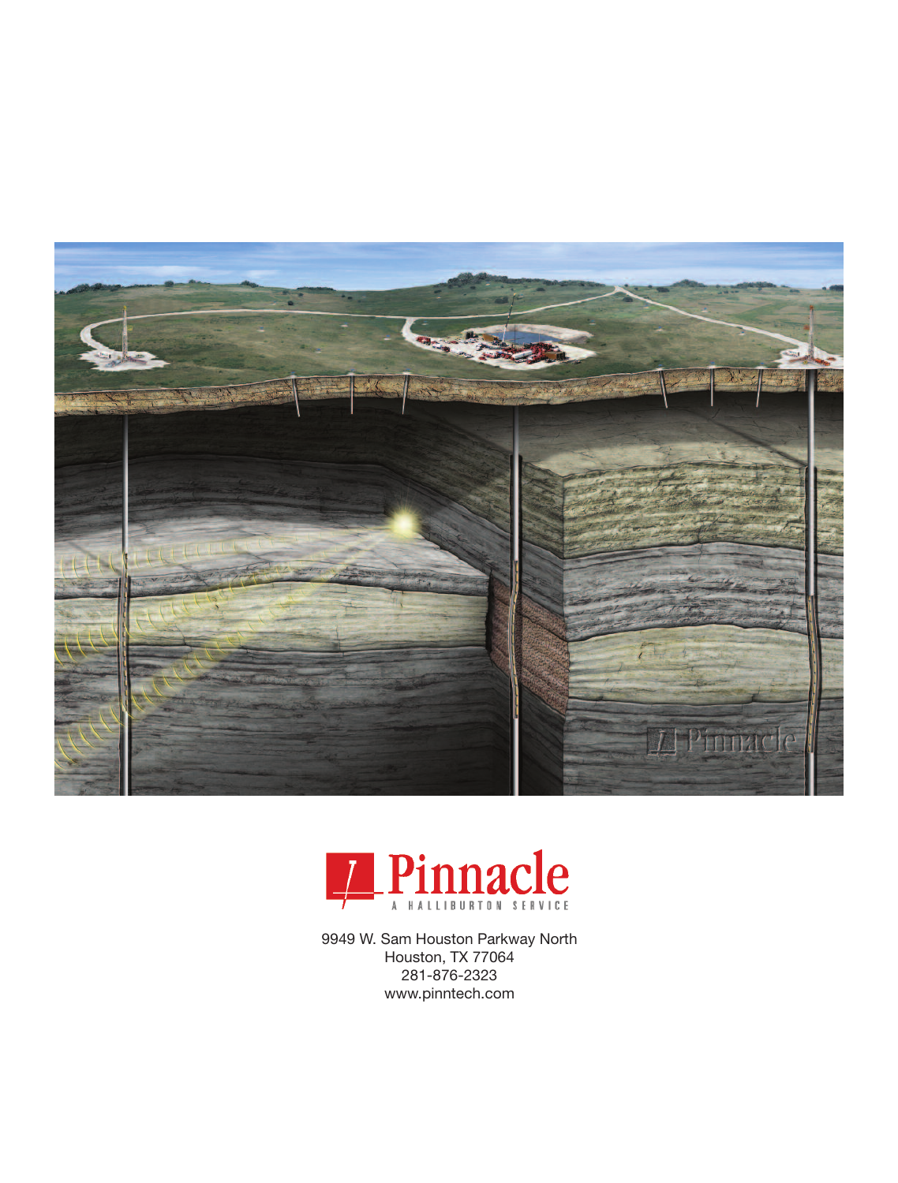Pinnacle

A HALLIBURTON SERVICE

9949 W. Sam Houston Parkway North
Houston, TX 77064
281-876-2323
www.pinntech.com